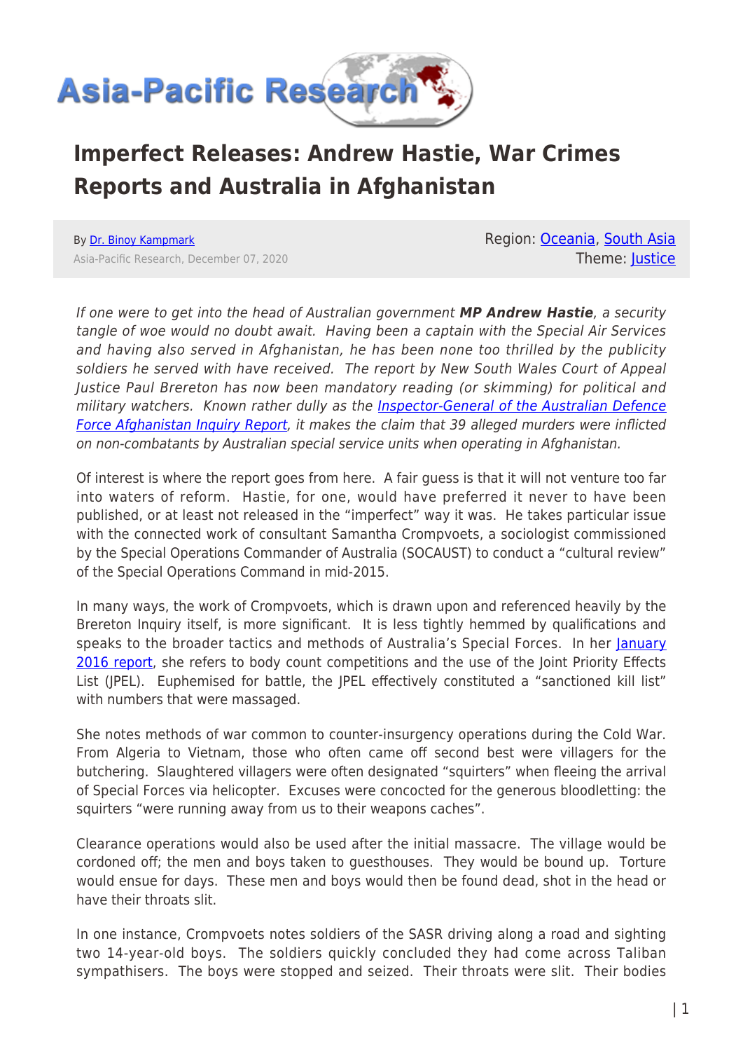# Imperfect Releases: Andrew Hastie, War Crimes Reports and Australia in Afghanistan

By Dr. Binoy Kampmark
Asia-Pacific Research, December 07, 2020

Region: Oceania, South Asia
Theme: Justice

*If one were to get into the head of Australian government **MP Andrew Hastie**, a security tangle of woe would no doubt await. Having been a captain with the Special Air Services and having also served in Afghanistan, he has been none too thrilled by the publicity soldiers he served with have received. The report by New South Wales Court of Appeal Justice Paul Brereton has now been mandatory reading (or skimming) for political and military watchers. Known rather dully as the Inspector-General of the Australian Defence Force Afghanistan Inquiry Report, it makes the claim that 39 alleged murders were inflicted on non-combatants by Australian special service units when operating in Afghanistan.*

Of interest is where the report goes from here. A fair guess is that it will not venture too far into waters of reform. Hastie, for one, would have preferred it never to have been published, or at least not released in the "imperfect" way it was. He takes particular issue with the connected work of consultant Samantha Crompvoets, a sociologist commissioned by the Special Operations Commander of Australia (SOCAUST) to conduct a "cultural review" of the Special Operations Command in mid-2015.

In many ways, the work of Crompvoets, which is drawn upon and referenced heavily by the Brereton Inquiry itself, is more significant. It is less tightly hemmed by qualifications and speaks to the broader tactics and methods of Australia's Special Forces. In her January 2016 report, she refers to body count competitions and the use of the Joint Priority Effects List (JPEL). Euphemised for battle, the JPEL effectively constituted a "sanctioned kill list" with numbers that were massaged.

She notes methods of war common to counter-insurgency operations during the Cold War. From Algeria to Vietnam, those who often came off second best were villagers for the butchering. Slaughtered villagers were often designated "squirters" when fleeing the arrival of Special Forces via helicopter. Excuses were concocted for the generous bloodletting: the squirters "were running away from us to their weapons caches".

Clearance operations would also be used after the initial massacre. The village would be cordoned off; the men and boys taken to guesthouses. They would be bound up. Torture would ensue for days. These men and boys would then be found dead, shot in the head or have their throats slit.

In one instance, Crompvoets notes soldiers of the SASR driving along a road and sighting two 14-year-old boys. The soldiers quickly concluded they had come across Taliban sympathisers. The boys were stopped and seized. Their throats were slit. Their bodies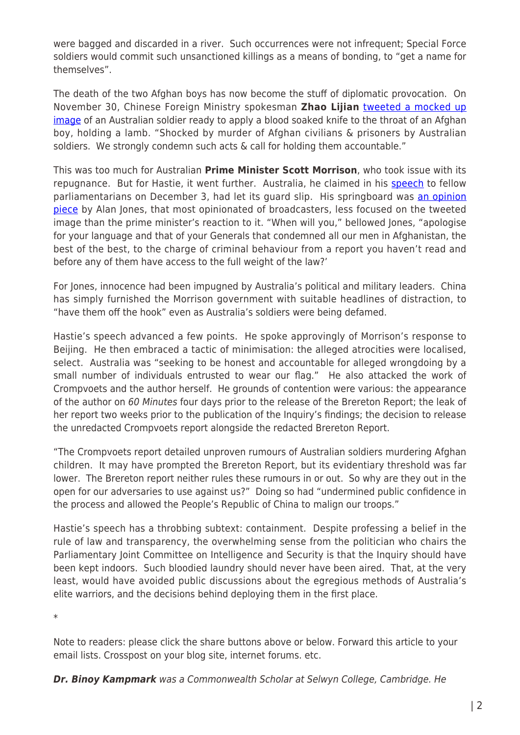were bagged and discarded in a river. Such occurrences were not infrequent; Special Force soldiers would commit such unsanctioned killings as a means of bonding, to "get a name for themselves".

The death of the two Afghan boys has now become the stuff of diplomatic provocation. On November 30, Chinese Foreign Ministry spokesman **Zhao Lijian** tweeted a mocked up image of an Australian soldier ready to apply a blood soaked knife to the throat of an Afghan boy, holding a lamb. "Shocked by murder of Afghan civilians & prisoners by Australian soldiers. We strongly condemn such acts & call for holding them accountable."

This was too much for Australian **Prime Minister Scott Morrison**, who took issue with its repugnance. But for Hastie, it went further. Australia, he claimed in his speech to fellow parliamentarians on December 3, had let its guard slip. His springboard was an opinion piece by Alan Jones, that most opinionated of broadcasters, less focused on the tweeted image than the prime minister's reaction to it. "When will you," bellowed Jones, "apologise for your language and that of your Generals that condemned all our men in Afghanistan, the best of the best, to the charge of criminal behaviour from a report you haven't read and before any of them have access to the full weight of the law?'

For Jones, innocence had been impugned by Australia's political and military leaders. China has simply furnished the Morrison government with suitable headlines of distraction, to "have them off the hook" even as Australia's soldiers were being defamed.

Hastie's speech advanced a few points. He spoke approvingly of Morrison's response to Beijing. He then embraced a tactic of minimisation: the alleged atrocities were localised, select. Australia was "seeking to be honest and accountable for alleged wrongdoing by a small number of individuals entrusted to wear our flag." He also attacked the work of Crompvoets and the author herself. He grounds of contention were various: the appearance of the author on *60 Minutes* four days prior to the release of the Brereton Report; the leak of her report two weeks prior to the publication of the Inquiry's findings; the decision to release the unredacted Crompvoets report alongside the redacted Brereton Report.

"The Crompvoets report detailed unproven rumours of Australian soldiers murdering Afghan children. It may have prompted the Brereton Report, but its evidentiary threshold was far lower. The Brereton report neither rules these rumours in or out. So why are they out in the open for our adversaries to use against us?" Doing so had "undermined public confidence in the process and allowed the People's Republic of China to malign our troops."

Hastie's speech has a throbbing subtext: containment. Despite professing a belief in the rule of law and transparency, the overwhelming sense from the politician who chairs the Parliamentary Joint Committee on Intelligence and Security is that the Inquiry should have been kept indoors. Such bloodied laundry should never have been aired. That, at the very least, would have avoided public discussions about the egregious methods of Australia's elite warriors, and the decisions behind deploying them in the first place.

*

Note to readers: please click the share buttons above or below. Forward this article to your email lists. Crosspost on your blog site, internet forums. etc.

***Dr. Binoy Kampmark*** *was a Commonwealth Scholar at Selwyn College, Cambridge. He*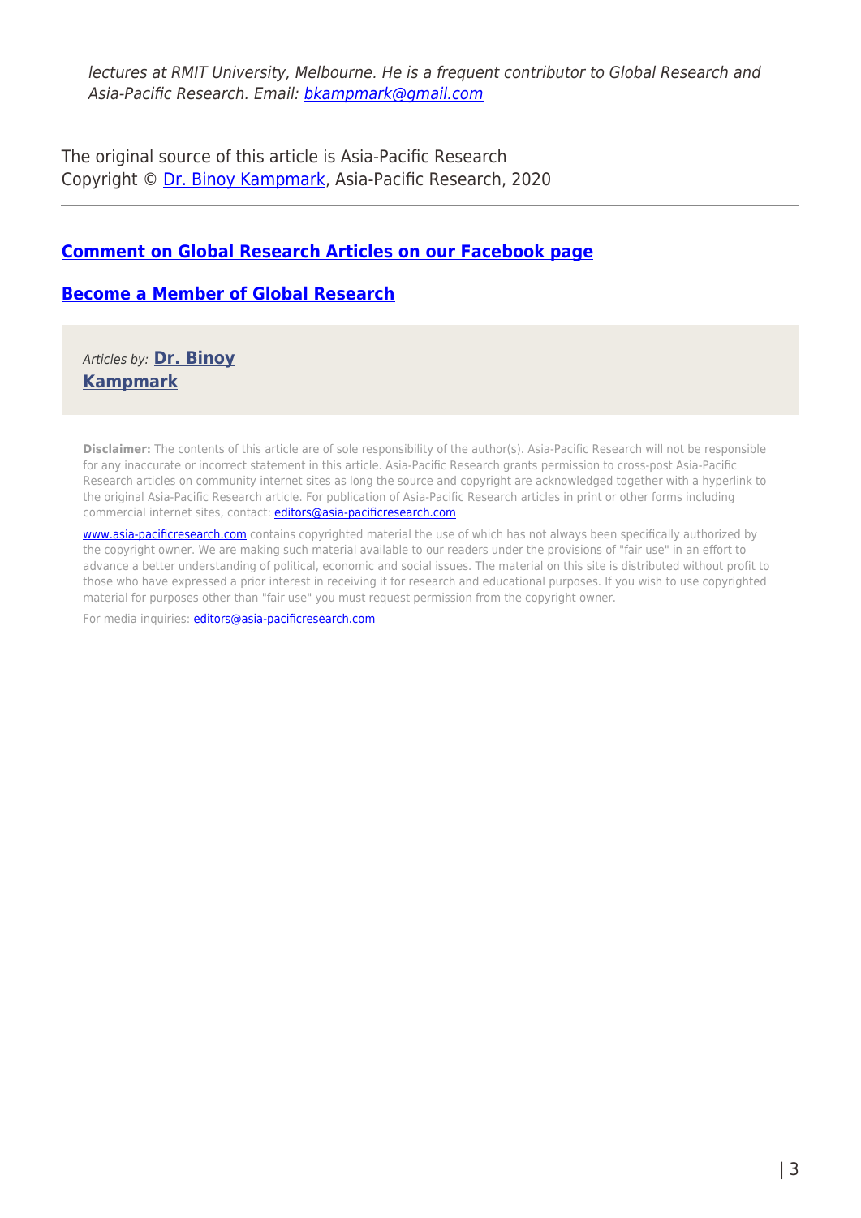*lectures at RMIT University, Melbourne. He is a frequent contributor to Global Research and Asia-Pacific Research. Email: bkampmark@gmail.com*

The original source of this article is Asia-Pacific Research
Copyright © Dr. Binoy Kampmark, Asia-Pacific Research, 2020

---

**Comment on Global Research Articles on our Facebook page**

**Become a Member of Global Research**

*Articles by:* **Dr. Binoy Kampmark**

**Disclaimer:** The contents of this article are of sole responsibility of the author(s). Asia-Pacific Research will not be responsible for any inaccurate or incorrect statement in this article. Asia-Pacific Research grants permission to cross-post Asia-Pacific Research articles on community internet sites as long the source and copyright are acknowledged together with a hyperlink to the original Asia-Pacific Research article. For publication of Asia-Pacific Research articles in print or other forms including commercial internet sites, contact: editors@asia-pacificresearch.com

www.asia-pacificresearch.com contains copyrighted material the use of which has not always been specifically authorized by the copyright owner. We are making such material available to our readers under the provisions of "fair use" in an effort to advance a better understanding of political, economic and social issues. The material on this site is distributed without profit to those who have expressed a prior interest in receiving it for research and educational purposes. If you wish to use copyrighted material for purposes other than "fair use" you must request permission from the copyright owner.

For media inquiries: editors@asia-pacificresearch.com